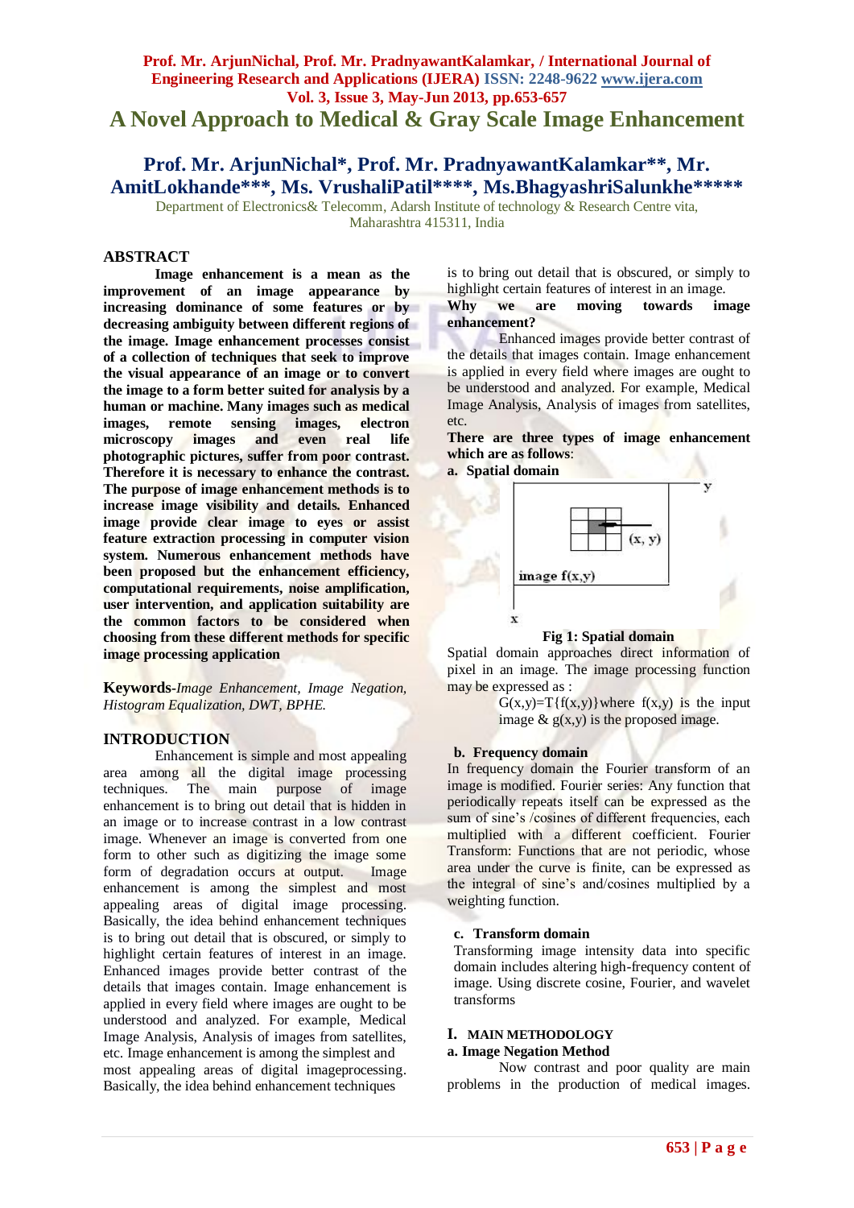# A Novel Approach to Medical & Gray Scale Image Enhancement

## Prof. Mr. ArjunNichal*, Prof. Mr. PradnyawantKalamkar**, Mr. AmitLokhande***, Ms. VrushaliPatil****, Ms.BhagyashriSalunkhe*****

Department of Electronics& Telecomm, Adarsh Institute of technology & Research Centre vita, Maharashtra 415311, India

## ABSTRACT

**Image enhancement is a mean as the improvement of an image appearance by increasing dominance of some features or by decreasing ambiguity between different regions of the image. Image enhancement processes consist of a collection of techniques that seek to improve the visual appearance of an image or to convert the image to a form better suited for analysis by a human or machine. Many images such as medical images, remote sensing images, electron microscopy images and even real life photographic pictures, suffer from poor contrast. Therefore it is necessary to enhance the contrast. The purpose of image enhancement methods is to increase image visibility and details. Enhanced image provide clear image to eyes or assist feature extraction processing in computer vision system. Numerous enhancement methods have been proposed but the enhancement efficiency, computational requirements, noise amplification, user intervention, and application suitability are the common factors to be considered when choosing from these different methods for specific image processing application**

**Keywords**-*Image Enhancement, Image Negation, Histogram Equalization, DWT, BPHE.*

## INTRODUCTION

Enhancement is simple and most appealing area among all the digital image processing techniques. The main purpose of image enhancement is to bring out detail that is hidden in an image or to increase contrast in a low contrast image. Whenever an image is converted from one form to other such as digitizing the image some form of degradation occurs at output. Image enhancement is among the simplest and most appealing areas of digital image processing. Basically, the idea behind enhancement techniques is to bring out detail that is obscured, or simply to highlight certain features of interest in an image. Enhanced images provide better contrast of the details that images contain. Image enhancement is applied in every field where images are ought to be understood and analyzed. For example, Medical Image Analysis, Analysis of images from satellites, etc. Image enhancement is among the simplest and most appealing areas of digital imageprocessing. Basically, the idea behind enhancement techniques is to bring out detail that is obscured, or simply to highlight certain features of interest in an image.

**Why we are moving towards image enhancement?**

Enhanced images provide better contrast of the details that images contain. Image enhancement is applied in every field where images are ought to be understood and analyzed. For example, Medical Image Analysis, Analysis of images from satellites, etc.

**There are three types of image enhancement which are as follows**:

**a. Spatial domain**

**Fig 1: Spatial domain**

Spatial domain approaches direct information of pixel in an image. The image processing function may be expressed as :

$G(x,y)=T\{f(x,y)\}$ where $f(x,y)$ is the input image & $g(x,y)$ is the proposed image.

**b. Frequency domain**

In frequency domain the Fourier transform of an image is modified. Fourier series: Any function that periodically repeats itself can be expressed as the sum of sine's /cosines of different frequencies, each multiplied with a different coefficient. Fourier Transform: Functions that are not periodic, whose area under the curve is finite, can be expressed as the integral of sine's and/cosines multiplied by a weighting function.

**c. Transform domain**

Transforming image intensity data into specific domain includes altering high-frequency content of image. Using discrete cosine, Fourier, and wavelet transforms

## I. MAIN METHODOLOGY

**a. Image Negation Method**

Now contrast and poor quality are main problems in the production of medical images.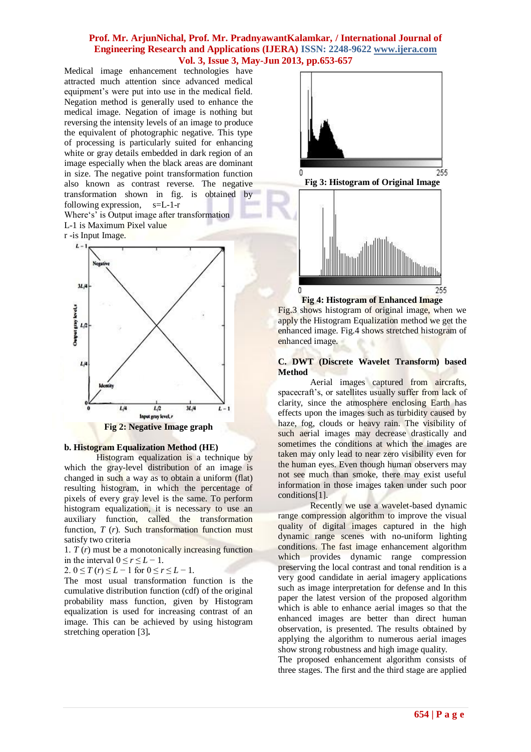Medical image enhancement technologies have attracted much attention since advanced medical equipment's were put into use in the medical field. Negation method is generally used to enhance the medical image. Negation of image is nothing but reversing the intensity levels of an image to produce the equivalent of photographic negative. This type of processing is particularly suited for enhancing white or gray details embedded in dark region of an image especially when the black areas are dominant in size. The negative point transformation function also known as contrast reverse. The negative transformation shown in fig. is obtained by following expression, s=L-1-r

Where's' is Output image after transformation

L-1 is Maximum Pixel value

r -is Input Image.

Fig 2: Negative Image graph

### b. Histogram Equalization Method (HE)

Histogram equalization is a technique by which the gray-level distribution of an image is changed in such a way as to obtain a uniform (flat) resulting histogram, in which the percentage of pixels of every gray level is the same. To perform histogram equalization, it is necessary to use an auxiliary function, called the transformation function, $T(r)$. Such transformation function must satisfy two criteria

1. $T(r)$ must be a monotonically increasing function in the interval $0 \le r \le L - 1$.
2. $0 \le T(r) \le L - 1$ for $0 \le r \le L - 1$.

The most usual transformation function is the cumulative distribution function (cdf) of the original probability mass function, given by Histogram equalization is used for increasing contrast of an image. This can be achieved by using histogram stretching operation [3].

Fig 3: Histogram of Original Image

Fig 4: Histogram of Enhanced Image

Fig.3 shows histogram of original image, when we apply the Histogram Equalization method we get the enhanced image. Fig.4 shows stretched histogram of enhanced image.

### C. DWT (Discrete Wavelet Transform) based Method

Aerial images captured from aircrafts, spacecraft's, or satellites usually suffer from lack of clarity, since the atmosphere enclosing Earth has effects upon the images such as turbidity caused by haze, fog, clouds or heavy rain. The visibility of such aerial images may decrease drastically and sometimes the conditions at which the images are taken may only lead to near zero visibility even for the human eyes. Even though human observers may not see much than smoke, there may exist useful information in those images taken under such poor conditions[1].

Recently we use a wavelet-based dynamic range compression algorithm to improve the visual quality of digital images captured in the high dynamic range scenes with no-uniform lighting conditions. The fast image enhancement algorithm which provides dynamic range compression preserving the local contrast and tonal rendition is a very good candidate in aerial imagery applications such as image interpretation for defense and In this paper the latest version of the proposed algorithm which is able to enhance aerial images so that the enhanced images are better than direct human observation, is presented. The results obtained by applying the algorithm to numerous aerial images show strong robustness and high image quality.

The proposed enhancement algorithm consists of three stages. The first and the third stage are applied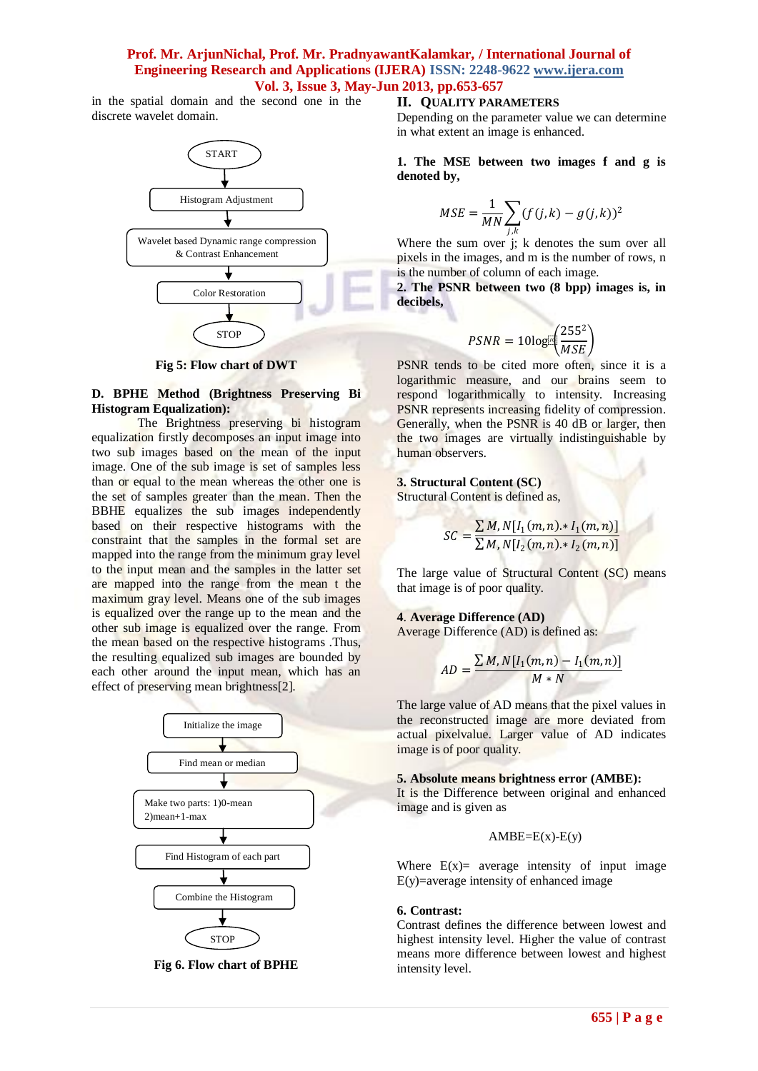in the spatial domain and the second one in the discrete wavelet domain.

START → Histogram Adjustment → Wavelet based Dynamic range compression & Contrast Enhancement → Color Restoration → STOP

**Fig 5: Flow chart of DWT**

**D. BPHE Method (Brightness Preserving Bi Histogram Equalization):**

The Brightness preserving bi histogram equalization firstly decomposes an input image into two sub images based on the mean of the input image. One of the sub image is set of samples less than or equal to the mean whereas the other one is the set of samples greater than the mean. Then the BBHE equalizes the sub images independently based on their respective histograms with the constraint that the samples in the formal set are mapped into the range from the minimum gray level to the input mean and the samples in the latter set are mapped into the range from the mean t the maximum gray level. Means one of the sub images is equalized over the range up to the mean and the other sub image is equalized over the range. From the mean based on the respective histograms .Thus, the resulting equalized sub images are bounded by each other around the input mean, which has an effect of preserving mean brightness[2].

Initialize the image → Find mean or median → Make two parts: 1)0-mean 2)mean+1-max → Find Histogram of each part → Combine the Histogram → STOP

**Fig 6. Flow chart of BPHE**

## II. QUALITY PARAMETERS

Depending on the parameter value we can determine in what extent an image is enhanced.

**1. The MSE between two images f and g is denoted by,**

$$MSE = \frac{1}{MN}\sum_{j,k}(f(j,k) - g(j,k))^2$$

Where the sum over j; k denotes the sum over all pixels in the images, and m is the number of rows, n is the number of column of each image.

**2. The PSNR between two (8 bpp) images is, in decibels,**

$$PSNR = 10\log\left(\frac{255^2}{MSE}\right)$$

PSNR tends to be cited more often, since it is a logarithmic measure, and our brains seem to respond logarithmically to intensity. Increasing PSNR represents increasing fidelity of compression. Generally, when the PSNR is 40 dB or larger, then the two images are virtually indistinguishable by human observers.

**3. Structural Content (SC)**

Structural Content is defined as,

$$SC = \frac{\sum M,N[I_1(m,n).*I_1(m,n)]}{\sum M,N[I_2(m,n).*I_2(m,n)]}$$

The large value of Structural Content (SC) means that image is of poor quality.

**4. Average Difference (AD)**

Average Difference (AD) is defined as:

$$AD = \frac{\sum M,N[I_1(m,n) - I_1(m,n)]}{M*N}$$

The large value of AD means that the pixel values in the reconstructed image are more deviated from actual pixelvalue. Larger value of AD indicates image is of poor quality.

**5. Absolute means brightness error (AMBE):**

It is the Difference between original and enhanced image and is given as

$$AMBE=E(x)-E(y)$$

Where E(x)= average intensity of input image E(y)=average intensity of enhanced image

**6. Contrast:**

Contrast defines the difference between lowest and highest intensity level. Higher the value of contrast means more difference between lowest and highest intensity level.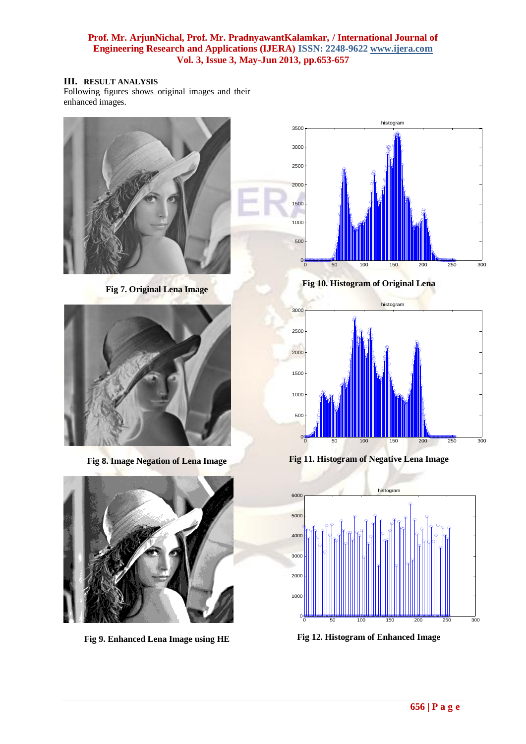### III. RESULT ANALYSIS

Following figures shows original images and their enhanced images.

Fig 7. Original Lena Image

Fig 8. Image Negation of Lena Image

Fig 9. Enhanced Lena Image using HE

Fig 10. Histogram of Original Lena

Fig 11. Histogram of Negative Lena Image

Fig 12. Histogram of Enhanced Image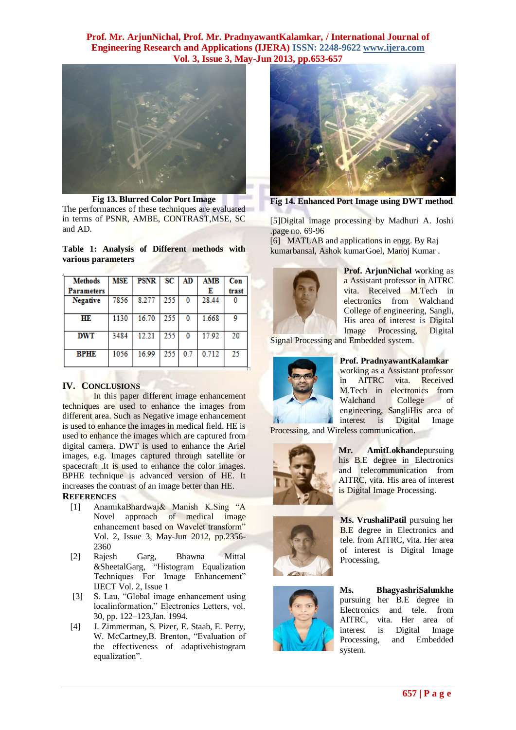Fig 13. Blurred Color Port Image

The performances of these techniques are evaluated in terms of PSNR, AMBE, CONTRAST,MSE, SC and AD.

**Table 1: Analysis of Different methods with various parameters**

| Methods Parameters | MSE | PSNR | SC | AD | AMBE | Contrast |
|---|---|---|---|---|---|---|
| Negative | 7856 | 8.277 | 255 | 0 | 28.44 | 0 |
| HE | 1130 | 16.70 | 255 | 0 | 1.668 | 9 |
| DWT | 3484 | 12.21 | 255 | 0 | 17.92 | 20 |
| BPHE | 1056 | 16.99 | 255 | 0.7 | 0.712 | 25 |

## IV. Conclusions

In this paper different image enhancement techniques are used to enhance the images from different area. Such as Negative image enhancement is used to enhance the images in medical field. HE is used to enhance the images which are captured from digital camera. DWT is used to enhance the Ariel images, e.g. Images captured through satellite or spacecraft .It is used to enhance the color images. BPHE technique is advanced version of HE. It increases the contrast of an image better than HE.

## References

[1] AnamikaBhardwaj& Manish K.Sing "A Novel approach of medical image enhancement based on Wavelet transform" Vol. 2, Issue 3, May-Jun 2012, pp.2356-2360

[2] Rajesh Garg, Bhawna Mittal &SheetalGarg, "Histogram Equalization Techniques For Image Enhancement" IJECT Vol. 2, Issue 1

[3] S. Lau, "Global image enhancement using localinformation," Electronics Letters, vol. 30, pp. 122–123,Jan. 1994.

[4] J. Zimmerman, S. Pizer, E. Staab, E. Perry, W. McCartney,B. Brenton, "Evaluation of the effectiveness of adaptivehistogram equalization".

Fig 14. Enhanced Port Image using DWT method

[5]Digital image processing by Madhuri A. Joshi .page no. 69-96

[6] MATLAB and applications in engg. By Raj kumarbansal, Ashok kumarGoel, Manoj Kumar .

**Prof. ArjunNichal** working as a Assistant professor in AITRC vita. Received M.Tech in electronics from Walchand College of engineering, Sangli, His area of interest is Digital Image Processing, Digital Signal Processing and Embedded system.

**Prof. PradnyawantKalamkar** working as a Assistant professor in AITRC vita. Received M.Tech in electronics from Walchand College of engineering, SangliHis area of interest is Digital Image Processing, and Wireless communication.

**Mr. AmitLokhande**pursuing his B.E degree in Electronics and telecommunication from AITRC, vita. His area of interest is Digital Image Processing.

**Ms. VrushaliPatil** pursuing her B.E degree in Electronics and tele. from AITRC, vita. Her area of interest is Digital Image Processing,

**Ms. BhagyashriSalunkhe** pursuing her B.E degree in Electronics and tele. from AITRC, vita. Her area of interest is Digital Image Processing, and Embedded system.